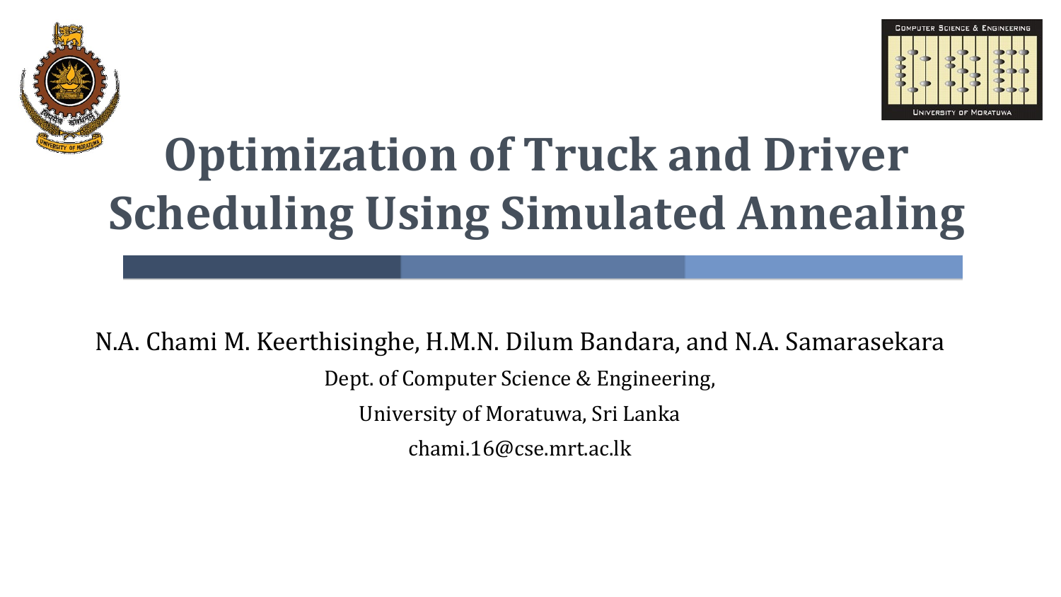# Optimization of Truck and Driver Scheduling Using Simulated Annealing

N.A. Chami M. Keerthisinghe, H.M.N. Dilum Bandara, and N.A. Samarasekara

Dept. of Computer Science & Engineering,

University of Moratuwa, Sri Lanka

chami.16@cse.mrt.ac.lk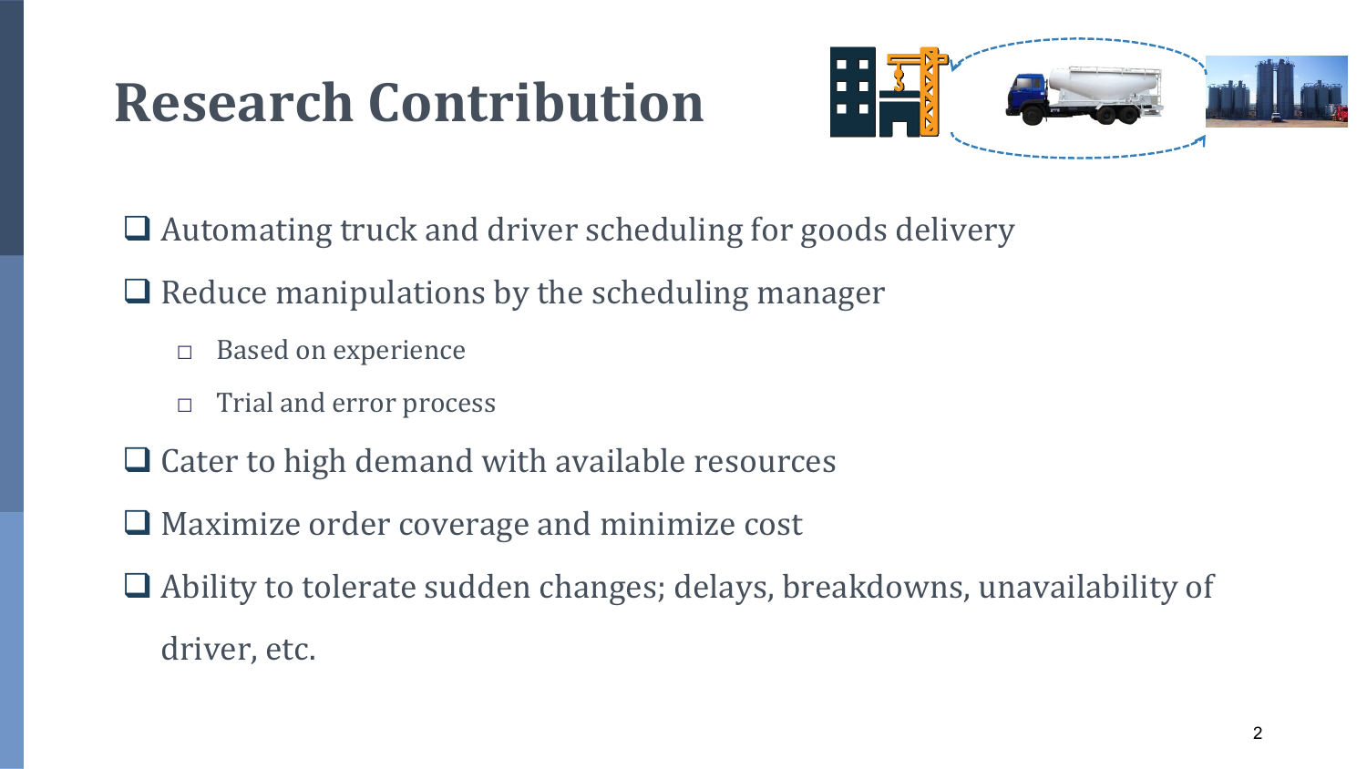# Research Contribution

- Automating truck and driver scheduling for goods delivery
- Reduce manipulations by the scheduling manager
  - Based on experience
  - Trial and error process
- Cater to high demand with available resources
- Maximize order coverage and minimize cost
- Ability to tolerate sudden changes; delays, breakdowns, unavailability of driver, etc.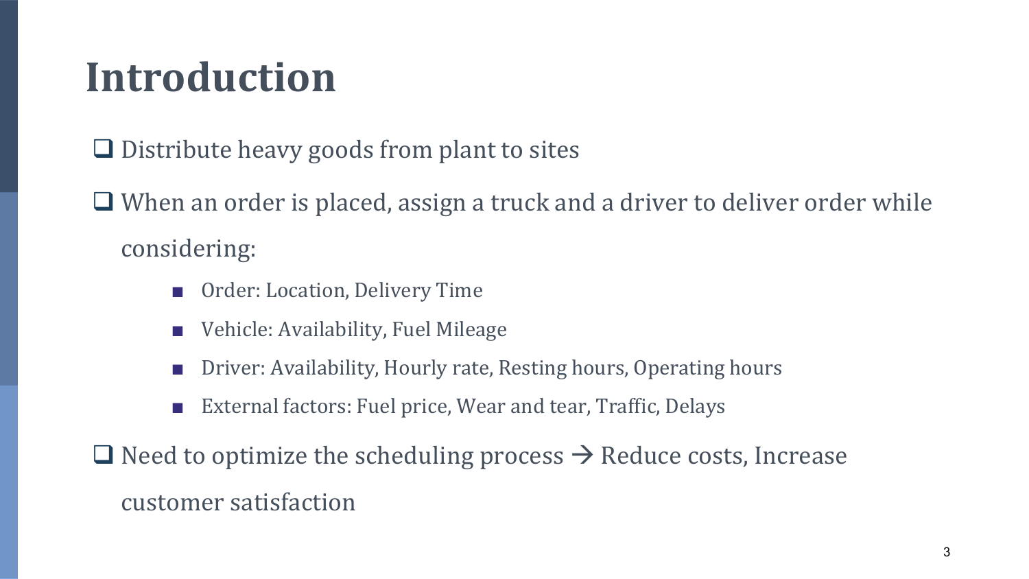# Introduction

- Distribute heavy goods from plant to sites
- When an order is placed, assign a truck and a driver to deliver order while considering:
  - Order: Location, Delivery Time
  - Vehicle: Availability, Fuel Mileage
  - Driver: Availability, Hourly rate, Resting hours, Operating hours
  - External factors: Fuel price, Wear and tear, Traffic, Delays
- Need to optimize the scheduling process → Reduce costs, Increase customer satisfaction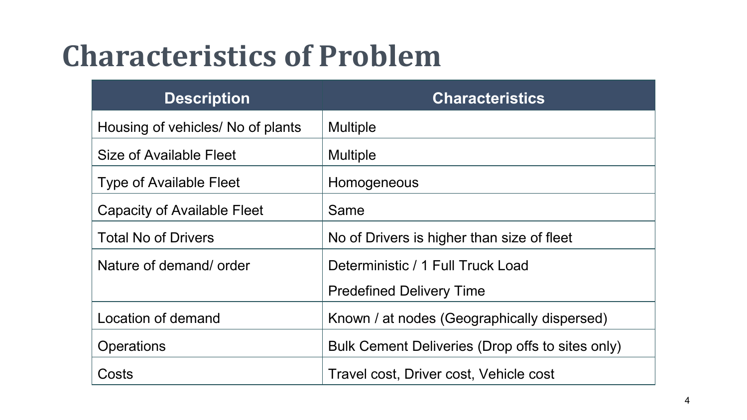# Characteristics of Problem

| Description | Characteristics |
| --- | --- |
| Housing of vehicles/ No of plants | Multiple |
| Size of Available Fleet | Multiple |
| Type of Available Fleet | Homogeneous |
| Capacity of Available Fleet | Same |
| Total No of Drivers | No of Drivers is higher than size of fleet |
| Nature of demand/ order | Deterministic / 1 Full Truck Load<br>Predefined Delivery Time |
| Location of demand | Known / at nodes (Geographically dispersed) |
| Operations | Bulk Cement Deliveries (Drop offs to sites only) |
| Costs | Travel cost, Driver cost, Vehicle cost |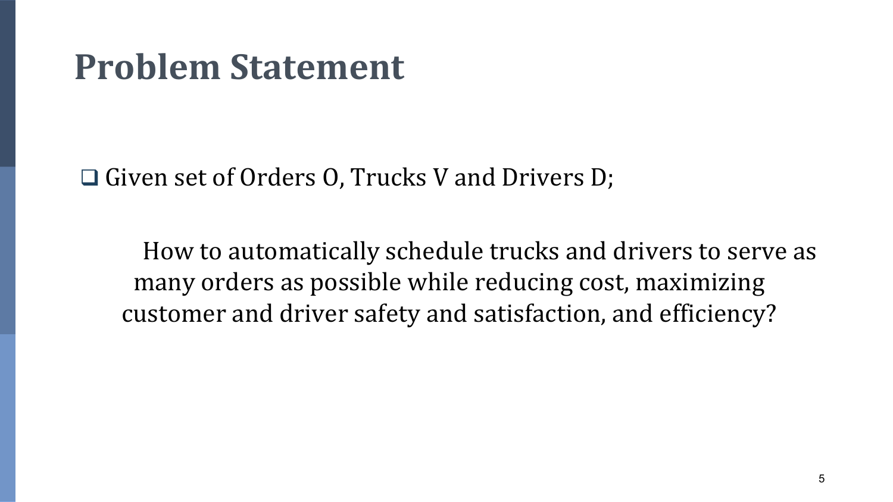# Problem Statement

- Given set of Orders O, Trucks V and Drivers D;

  How to automatically schedule trucks and drivers to serve as many orders as possible while reducing cost, maximizing customer and driver safety and satisfaction, and efficiency?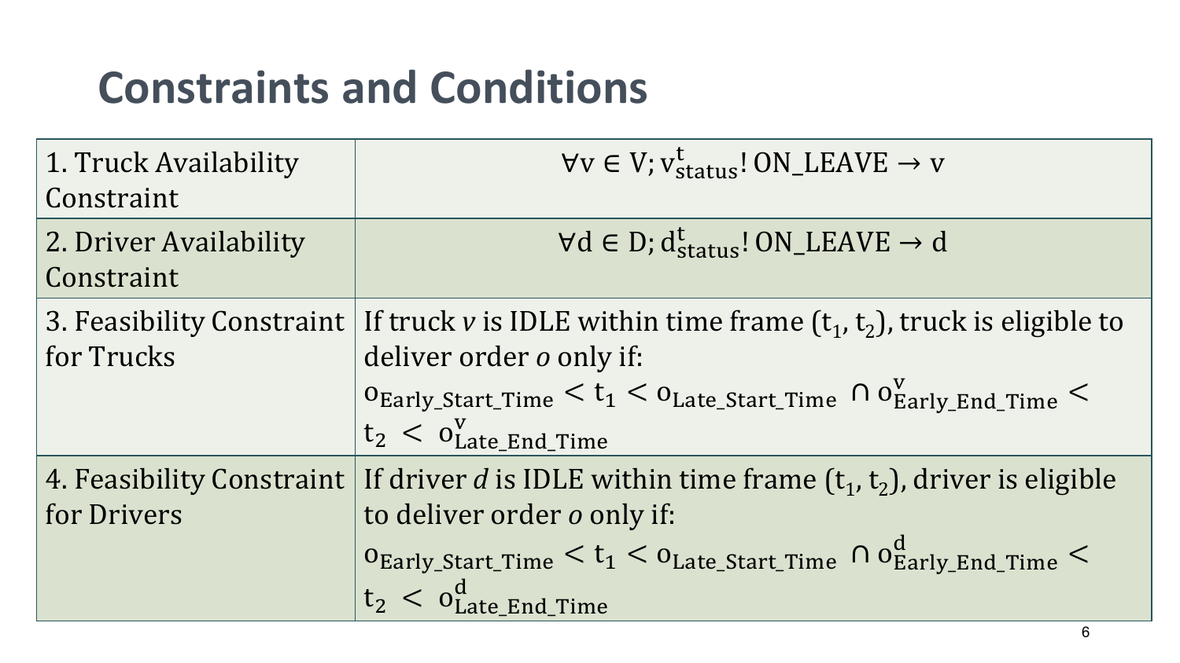# Constraints and Conditions

| | |
|---|---|
| 1. Truck Availability Constraint | $\forall v \in V; v_{status}^{t} ! \text{ON\_LEAVE} \rightarrow v$ |
| 2. Driver Availability Constraint | $\forall d \in D; d_{status}^{t} ! \text{ON\_LEAVE} \rightarrow d$ |
| 3. Feasibility Constraint for Trucks | If truck *v* is IDLE within time frame $(t_1, t_2)$, truck is eligible to deliver order *o* only if: $o_{Early\_Start\_Time} < t_1 < o_{Late\_Start\_Time} \cap o_{Early\_End\_Time}^{v} < t_2 < o_{Late\_End\_Time}^{v}$ |
| 4. Feasibility Constraint for Drivers | If driver *d* is IDLE within time frame $(t_1, t_2)$, driver is eligible to deliver order *o* only if: $o_{Early\_Start\_Time} < t_1 < o_{Late\_Start\_Time} \cap o_{Early\_End\_Time}^{d} < t_2 < o_{Late\_End\_Time}^{d}$ |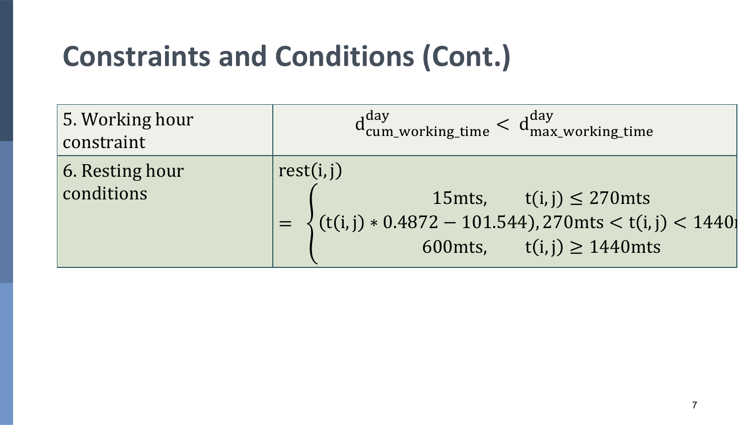# Constraints and Conditions (Cont.)

| | |
|---|---|
| 5. Working hour constraint | $d_{cum\_working\_time}^{day} < d_{max\_working\_time}^{day}$ |
| 6. Resting hour conditions | $rest(i,j) = \begin{cases} 15mts, & t(i,j) \leq 270mts \\ (t(i,j) * 0.4872 - 101.544), & 270mts < t(i,j) < 1440mts \\ 600mts, & t(i,j) \geq 1440mts \end{cases}$ |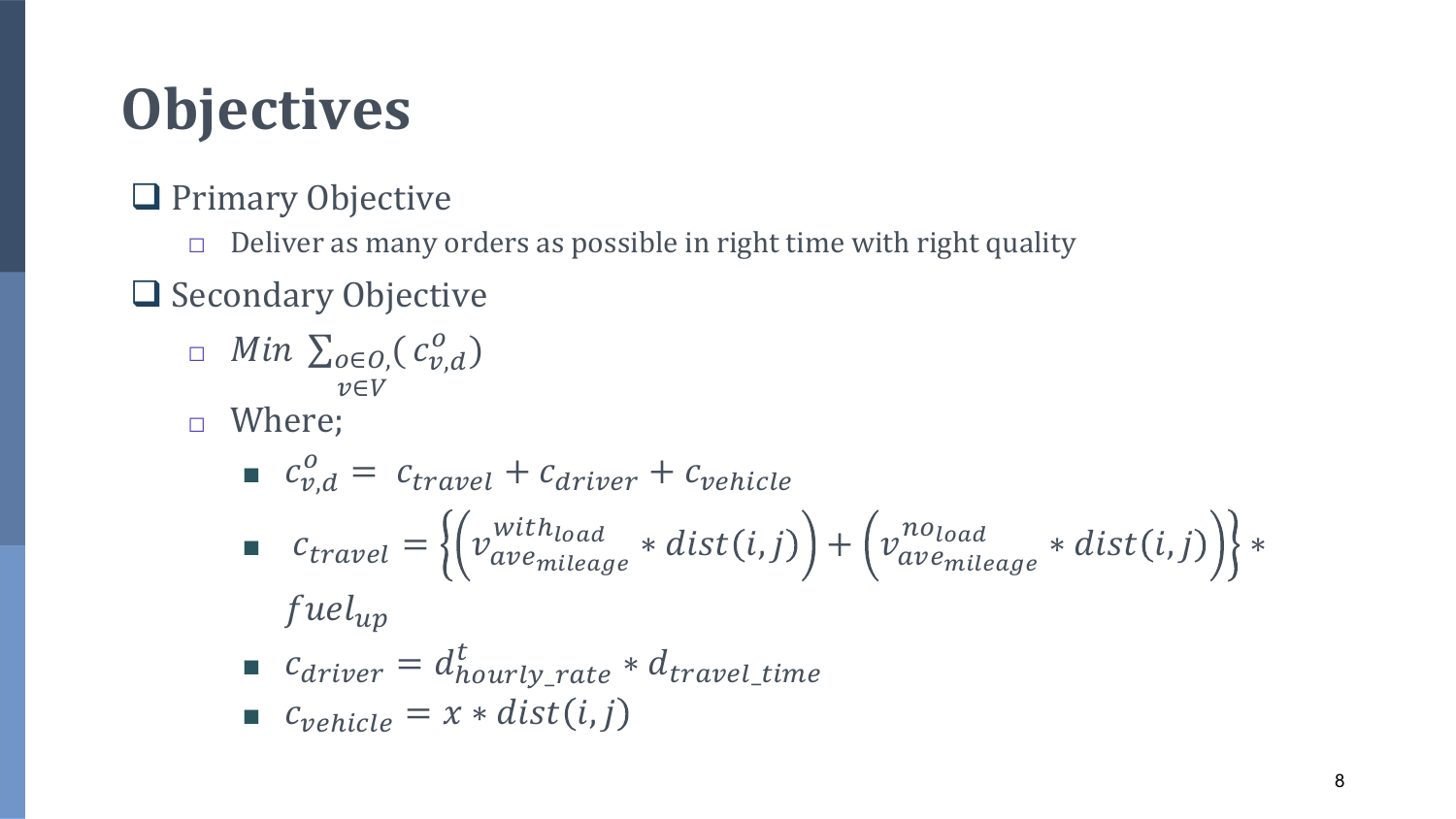# Objectives

- Primary Objective
  - Deliver as many orders as possible in right time with right quality
- Secondary Objective
  - $Min \sum_{\substack{o \in O, \\ v \in V}} ( c^{o}_{v,d})$
  - Where;
    - $c^{o}_{v,d} = c_{travel} + c_{driver} + c_{vehicle}$
    - $c_{travel} = \left\{ \left( v^{with_{load}}_{ave_{mileage}} * dist(i,j) \right) + \left( v^{no_{load}}_{ave_{mileage}} * dist(i,j) \right) \right\} * fuel_{up}$
    - $c_{driver} = d^{t}_{hourly\_rate} * d_{travel\_time}$
    - $c_{vehicle} = x * dist(i,j)$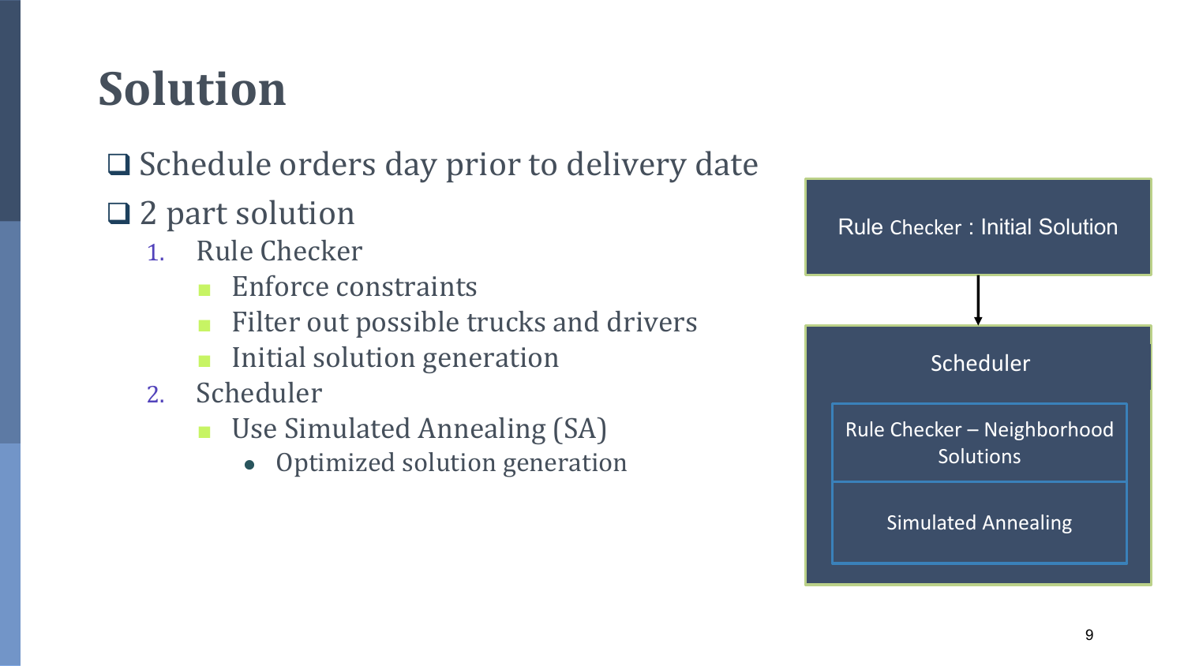# Solution

- Schedule orders day prior to delivery date
- 2 part solution
  1. Rule Checker
     - Enforce constraints
     - Filter out possible trucks and drivers
     - Initial solution generation
  2. Scheduler
     - Use Simulated Annealing (SA)
       - Optimized solution generation

Rule Checker : Initial Solution

↓

Scheduler

Rule Checker – Neighborhood Solutions

Simulated Annealing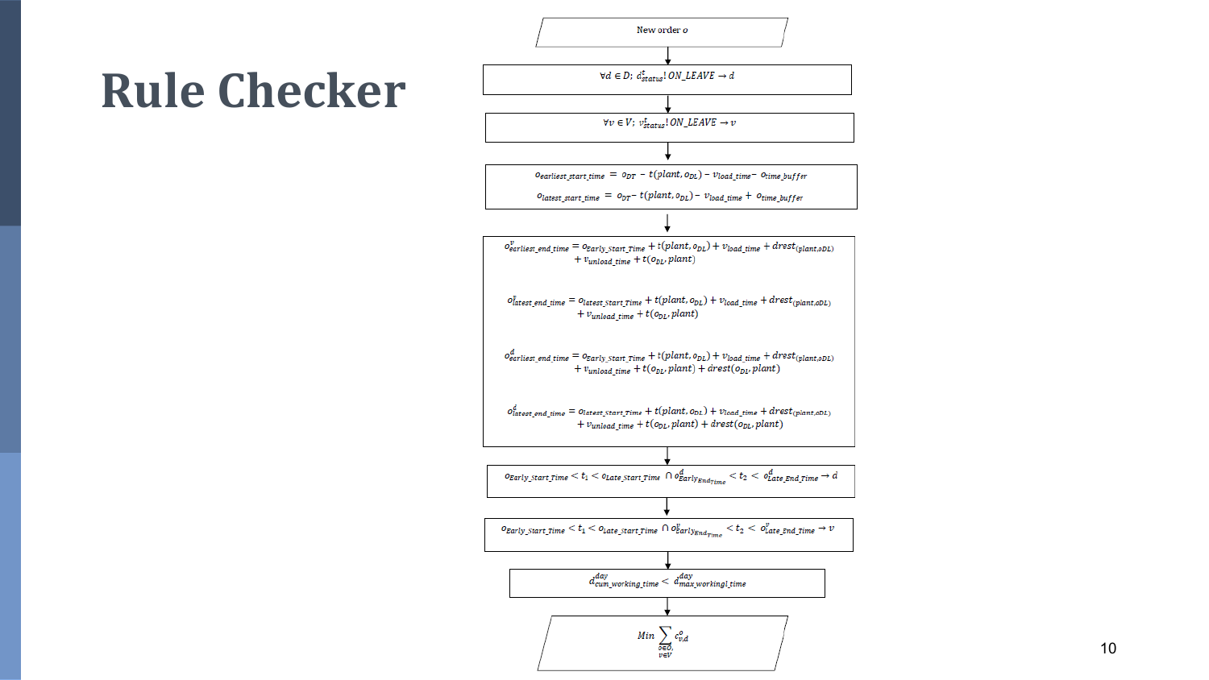# Rule Checker

New order $o$

$\forall d \in D;\ d^{t}_{status}\,!\,ON\_LEAVE \rightarrow d$

$\forall v \in V;\ v^{t}_{status}\,!\,ON\_LEAVE \rightarrow v$

$$o_{earliest\_start\_time} = o_{DT} - t(plant, o_{DL}) - v_{load\_time} - o_{time\_buffer}$$

$$o_{latest\_start\_time} = o_{DT} - t(plant, o_{DL}) - v_{load\_time} + o_{time\_buffer}$$

$$o^{v}_{earliest\_end\_time} = o_{Early\_Start\_Time} + t(plant, o_{DL}) + v_{load\_time} + drest_{(plant, oDL)} + v_{unload\_time} + t(o_{DL}, plant)$$

$$o^{v}_{latest\_end\_time} = o_{latest\_Start\_Time} + t(plant, o_{DL}) + v_{load\_time} + drest_{(plant, oDL)} + v_{unload\_time} + t(o_{DL}, plant)$$

$$o^{d}_{earliest\_end\_time} = o_{Early\_Start\_Time} + t(plant, o_{DL}) + v_{load\_time} + drest_{(plant, oDL)} + v_{unload\_time} + t(o_{DL}, plant) + drest(o_{DL}, plant)$$

$$o^{d}_{latest\_end\_time} = o_{latest\_Start\_Time} + t(plant, o_{DL}) + v_{load\_time} + drest_{(plant, oDL)} + v_{unload\_time} + t(o_{DL}, plant) + drest(o_{DL}, plant)$$

$$o_{Early\_Start\_Time} < t_1 < o_{Late\_Start\_Time} \cap o^{d}_{Early_{End_{Time}}} < t_2 < o^{d}_{Late\_End\_Time} \rightarrow d$$

$$o_{Early\_Start\_Time} < t_1 < o_{Late\_Start\_Time} \cap o^{v}_{Early_{End_{Time}}} < t_2 < o^{v}_{Late\_End\_Time} \rightarrow v$$

$$d^{day}_{cum\_working\_time} < d^{day}_{max\_workingl\_time}$$

$$Min \sum_{\substack{o \in O, \\ v \in V}} c^{o}_{v,d}$$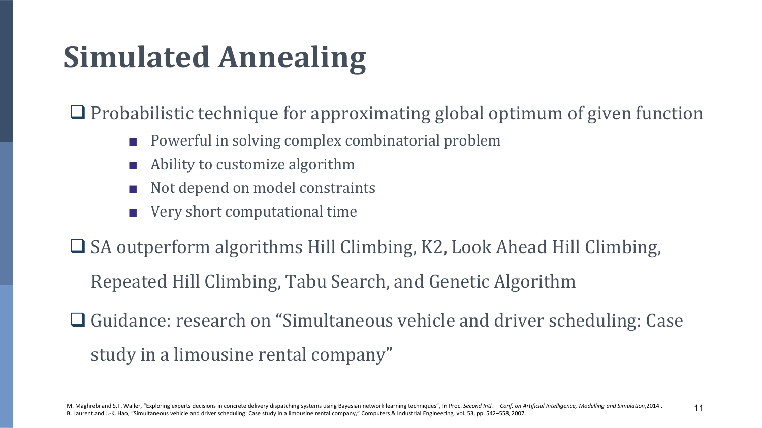# Simulated Annealing

- Probabilistic technique for approximating global optimum of given function
  - Powerful in solving complex combinatorial problem
  - Ability to customize algorithm
  - Not depend on model constraints
  - Very short computational time
- SA outperform algorithms Hill Climbing, K2, Look Ahead Hill Climbing, Repeated Hill Climbing, Tabu Search, and Genetic Algorithm
- Guidance: research on "Simultaneous vehicle and driver scheduling: Case study in a limousine rental company"

M. Maghrebi and S.T. Waller, "Exploring experts decisions in concrete delivery dispatching systems using Bayesian network learning techniques", In Proc. *Second Intl. Conf. on Artificial Intelligence, Modelling and Simulation*, 2014 .
B. Laurent and J.-K. Hao, "Simultaneous vehicle and driver scheduling: Case study in a limousine rental company," Computers & Industrial Engineering, vol. 53, pp. 542–558, 2007.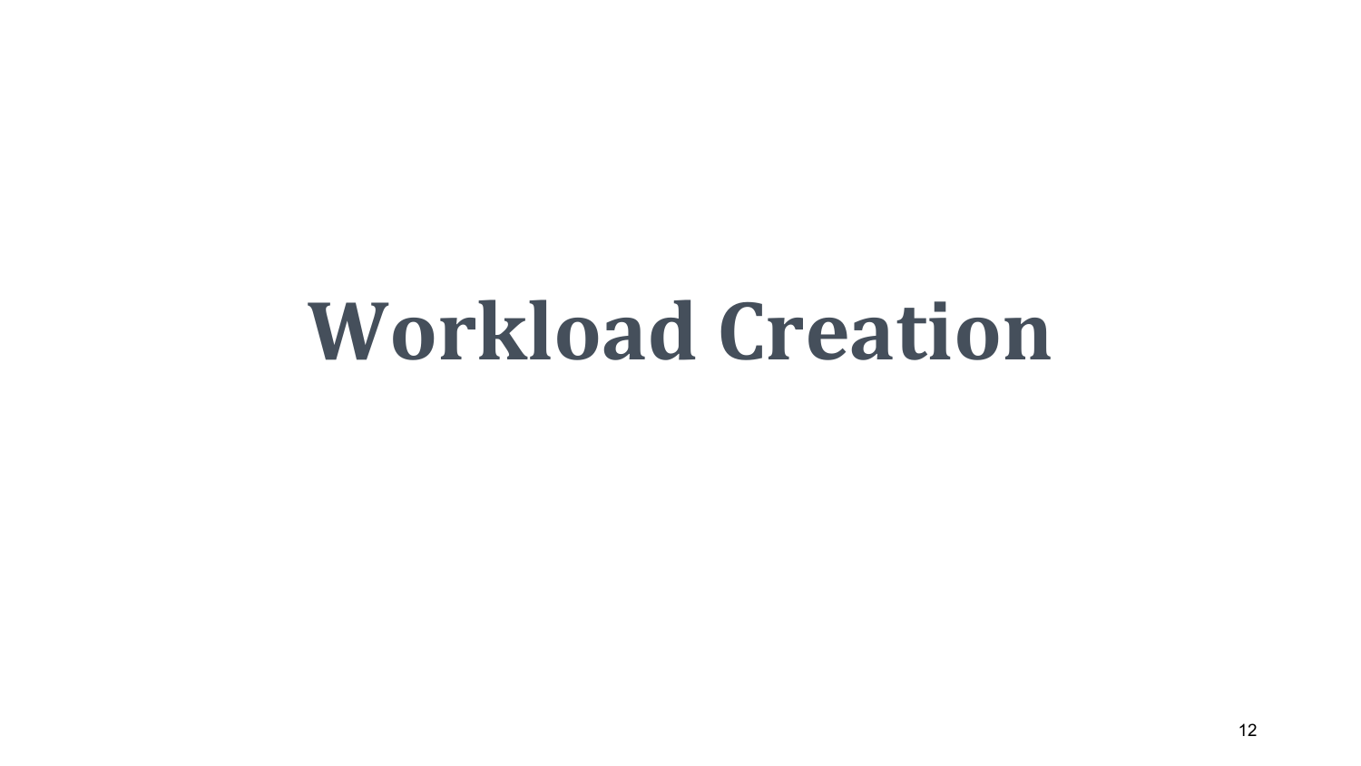# Workload Creation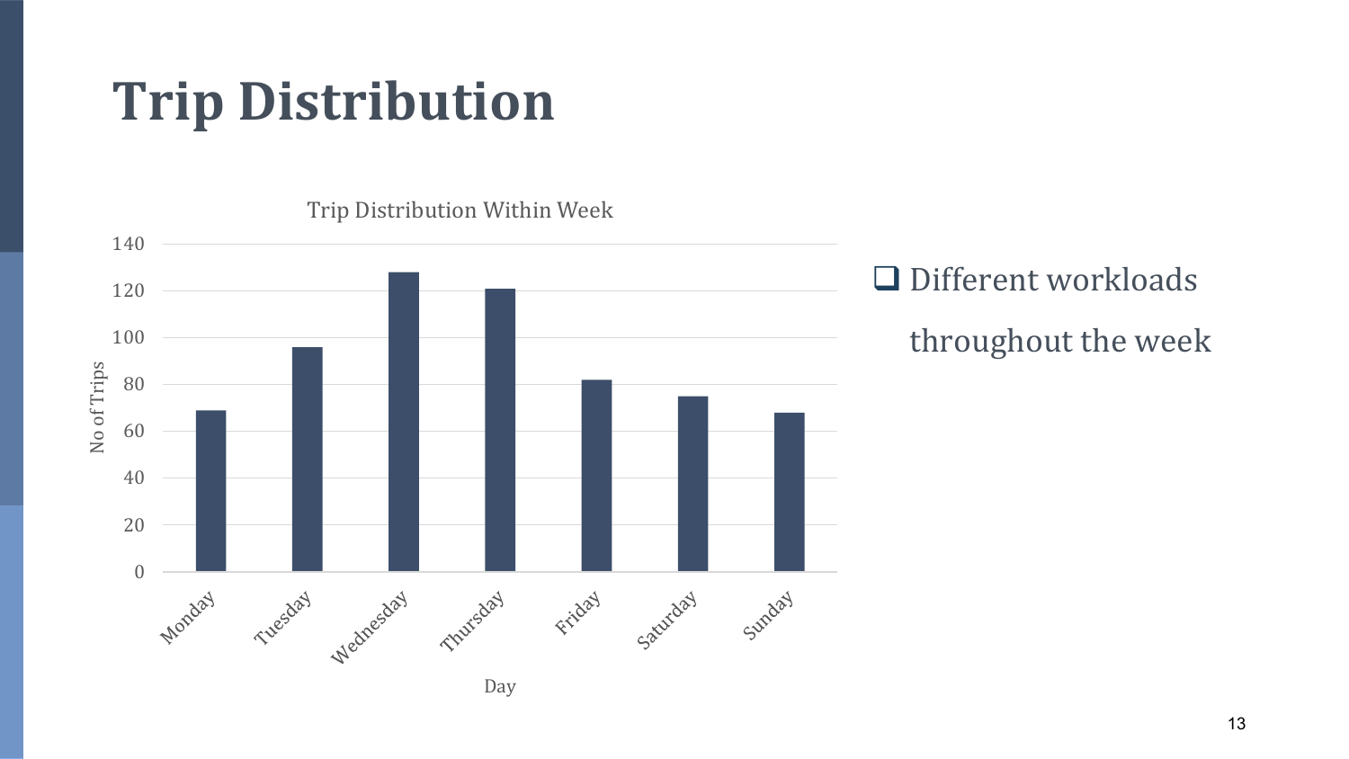# Trip Distribution

Trip Distribution Within Week

| Day | No of Trips |
|---|---|
| Monday | 69 |
| Tuesday | 96 |
| Wednesday | 128 |
| Thursday | 121 |
| Friday | 82 |
| Saturday | 75 |
| Sunday | 68 |

- Different workloads throughout the week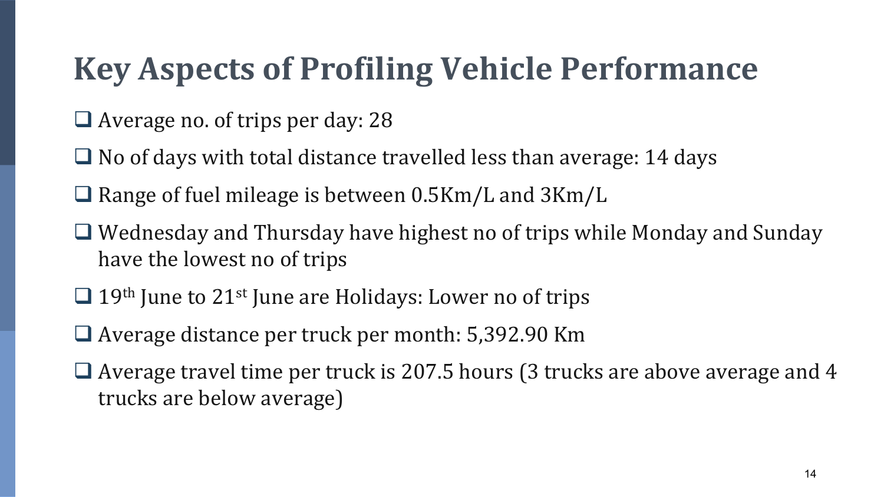# Key Aspects of Profiling Vehicle Performance

- Average no. of trips per day: 28
- No of days with total distance travelled less than average: 14 days
- Range of fuel mileage is between 0.5Km/L and 3Km/L
- Wednesday and Thursday have highest no of trips while Monday and Sunday have the lowest no of trips
- 19th June to 21st June are Holidays: Lower no of trips
- Average distance per truck per month: 5,392.90 Km
- Average travel time per truck is 207.5 hours (3 trucks are above average and 4 trucks are below average)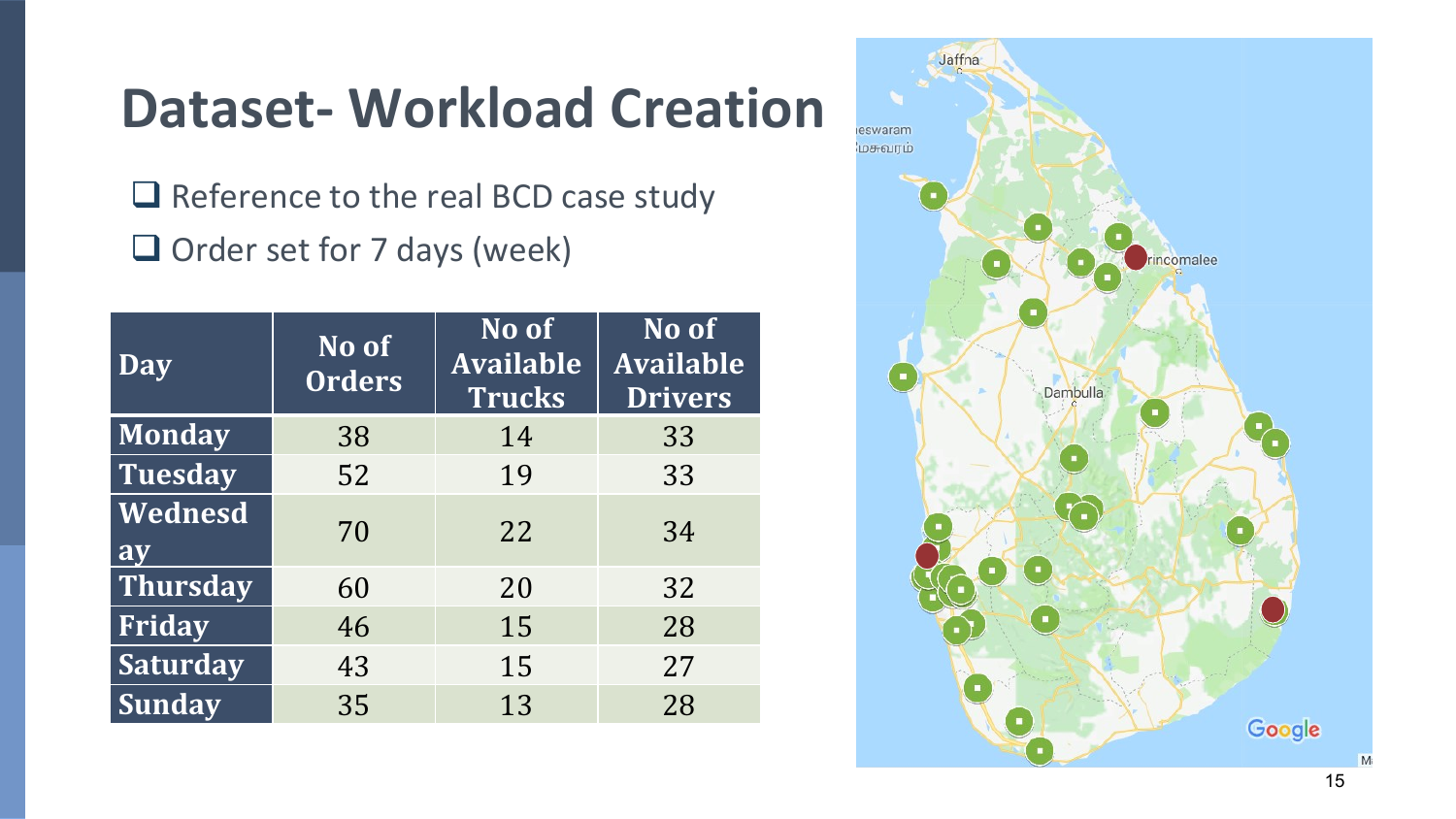# Dataset- Workload Creation

- Reference to the real BCD case study
- Order set for 7 days (week)

| Day | No of Orders | No of Available Trucks | No of Available Drivers |
|---|---|---|---|
| Monday | 38 | 14 | 33 |
| Tuesday | 52 | 19 | 33 |
| Wednesday | 70 | 22 | 34 |
| Thursday | 60 | 20 | 32 |
| Friday | 46 | 15 | 28 |
| Saturday | 43 | 15 | 27 |
| Sunday | 35 | 13 | 28 |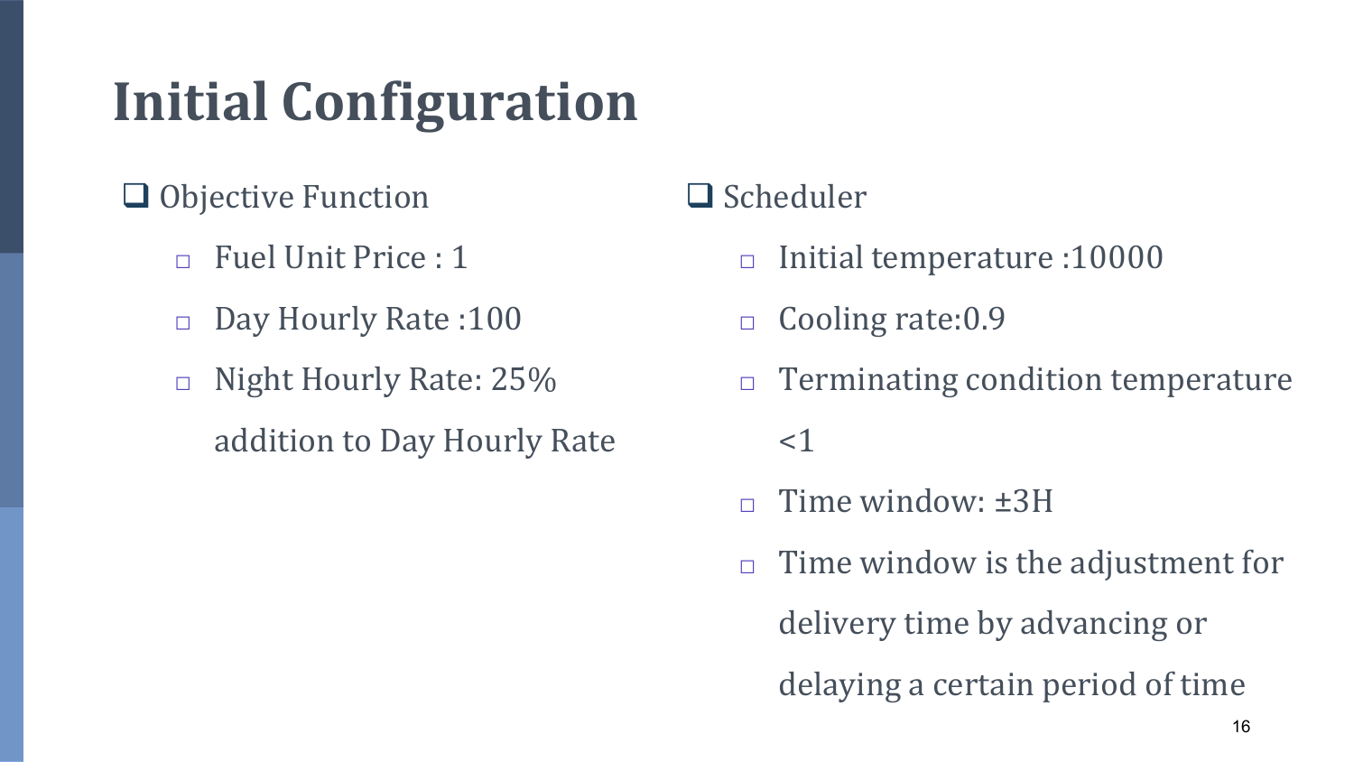# Initial Configuration

- Objective Function
  - Fuel Unit Price : 1
  - Day Hourly Rate :100
  - Night Hourly Rate: 25% addition to Day Hourly Rate
- Scheduler
  - Initial temperature :10000
  - Cooling rate:0.9
  - Terminating condition temperature <1
  - Time window: ±3H
  - Time window is the adjustment for delivery time by advancing or delaying a certain period of time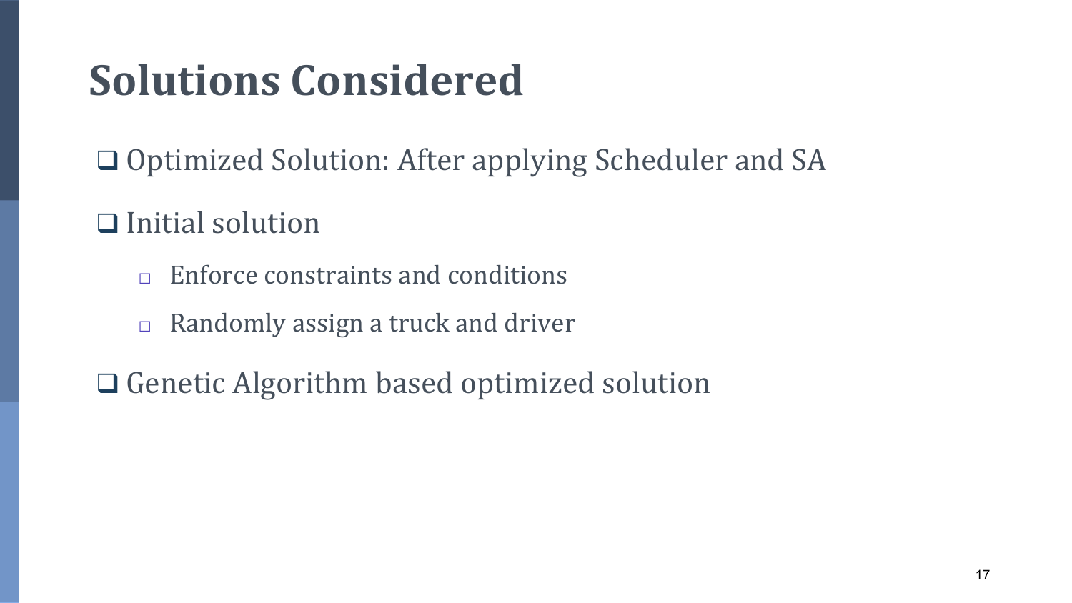# Solutions Considered

- Optimized Solution: After applying Scheduler and SA
- Initial solution
  - Enforce constraints and conditions
  - Randomly assign a truck and driver
- Genetic Algorithm based optimized solution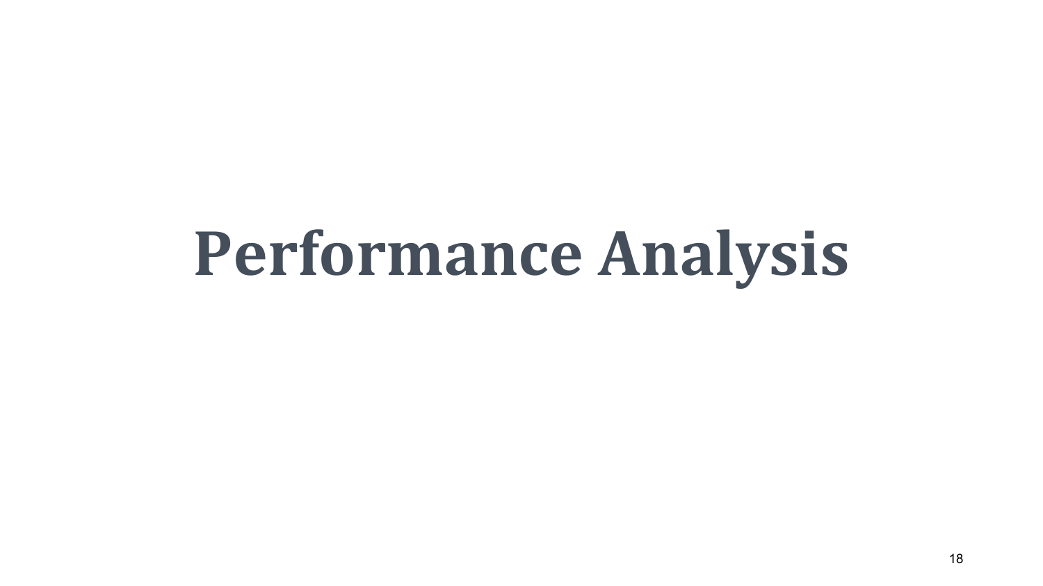# Performance Analysis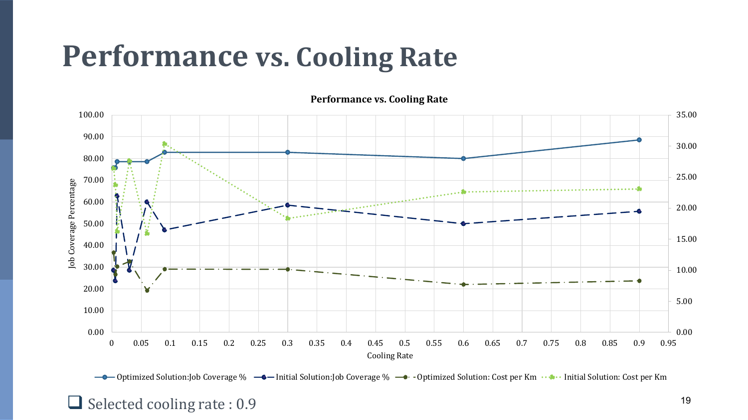# Performance vs. Cooling Rate

**Performance vs. Cooling Rate**

Job Coverage Percentage

Cooling Rate

— Optimized Solution:Job Coverage % — Initial Solution:Job Coverage % - - Optimized Solution: Cost per Km ··· Initial Solution: Cost per Km

- Selected cooling rate : 0.9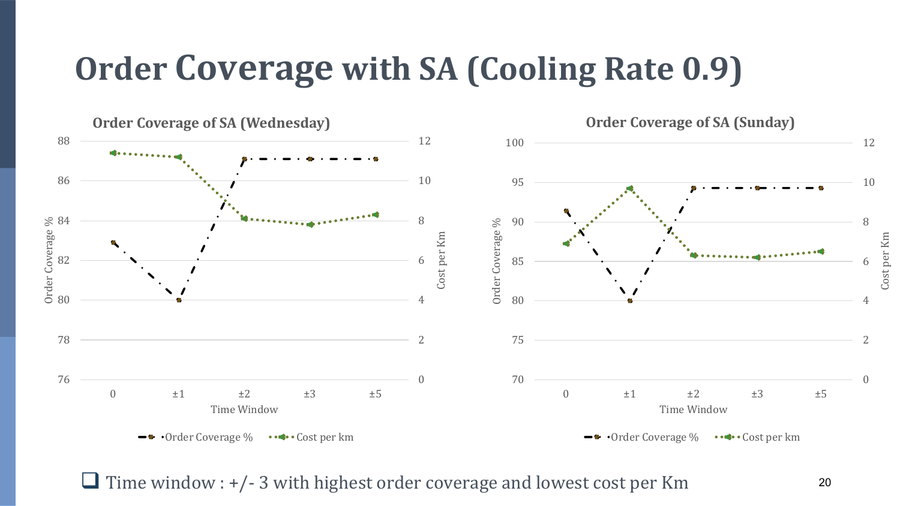# Order Coverage with SA (Cooling Rate 0.9)

**Order Coverage of SA (Wednesday)**

Order Coverage %: 88, 86, 84, 82, 80, 78, 76

Cost per Km: 12, 10, 8, 6, 4, 2, 0

Time Window: 0, ±1, ±2, ±3, ±5

Order Coverage % · Cost per km

**Order Coverage of SA (Sunday)**

Order Coverage %: 100, 95, 90, 85, 80, 75, 70

Cost per Km: 12, 10, 8, 6, 4, 2, 0

Time Window: 0, ±1, ±2, ±3, ±5

Order Coverage % · Cost per km

- Time window : +/- 3 with highest order coverage and lowest cost per Km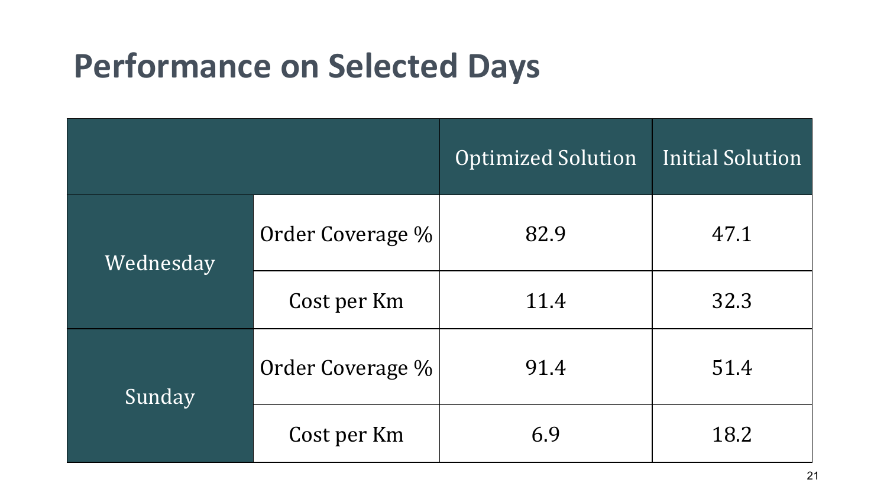# Performance on Selected Days

| | | Optimized Solution | Initial Solution |
|---|---|---|---|
| Wednesday | Order Coverage % | 82.9 | 47.1 |
| | Cost per Km | 11.4 | 32.3 |
| Sunday | Order Coverage % | 91.4 | 51.4 |
| | Cost per Km | 6.9 | 18.2 |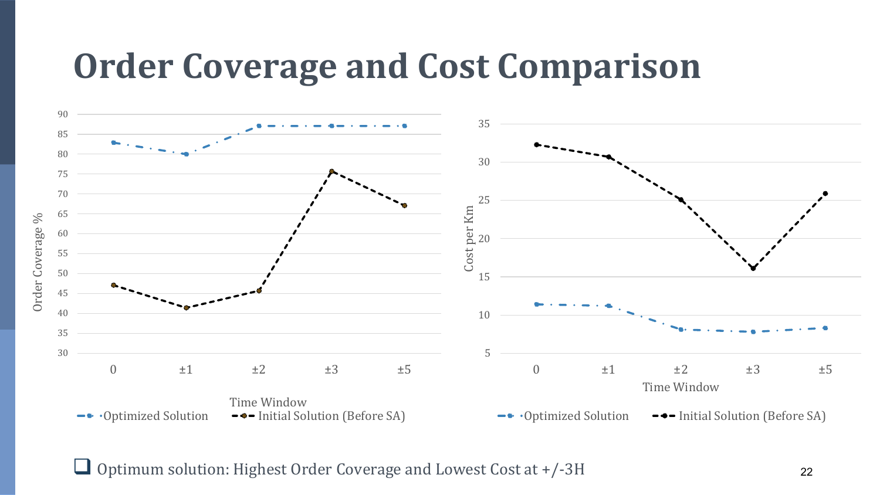# Order Coverage and Cost Comparison

- Optimum solution: Highest Order Coverage and Lowest Cost at +/-3H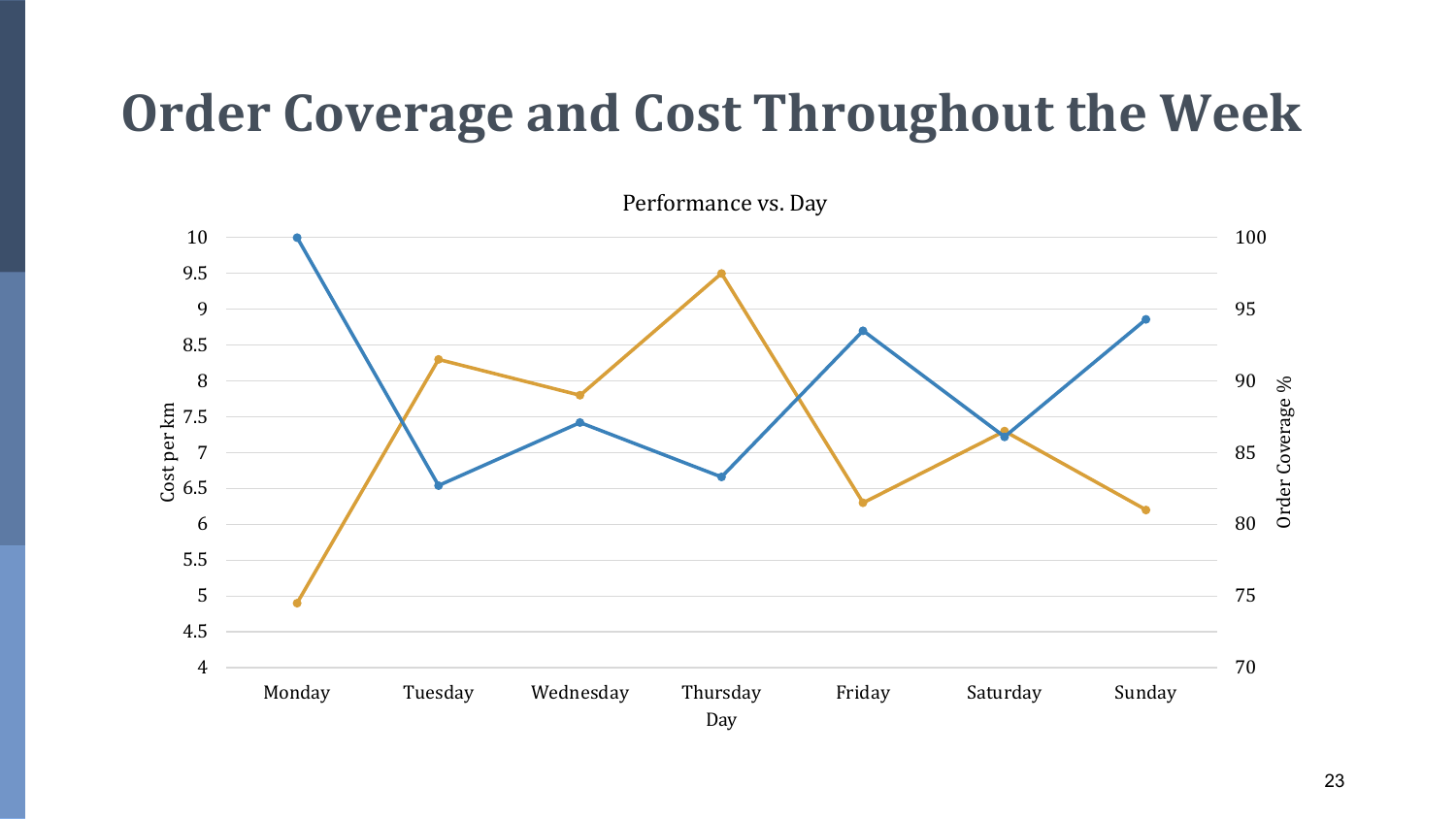# Order Coverage and Cost Throughout the Week

Performance vs. Day

Cost per km

Order Coverage %

Day

Monday Tuesday Wednesday Thursday Friday Saturday Sunday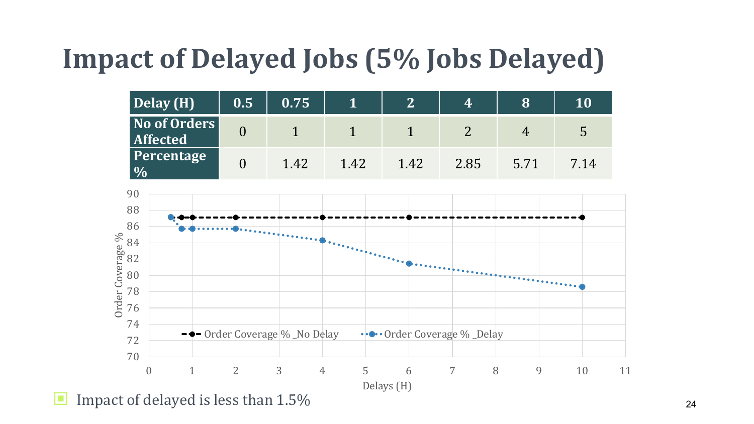# Impact of Delayed Jobs (5% Jobs Delayed)

| Delay (H) | 0.5 | 0.75 | 1 | 2 | 4 | 8 | 10 |
|---|---|---|---|---|---|---|---|
| No of Orders Affected | 0 | 1 | 1 | 1 | 2 | 4 | 5 |
| Percentage % | 0 | 1.42 | 1.42 | 1.42 | 2.85 | 5.71 | 7.14 |

- Impact of delayed is less than 1.5%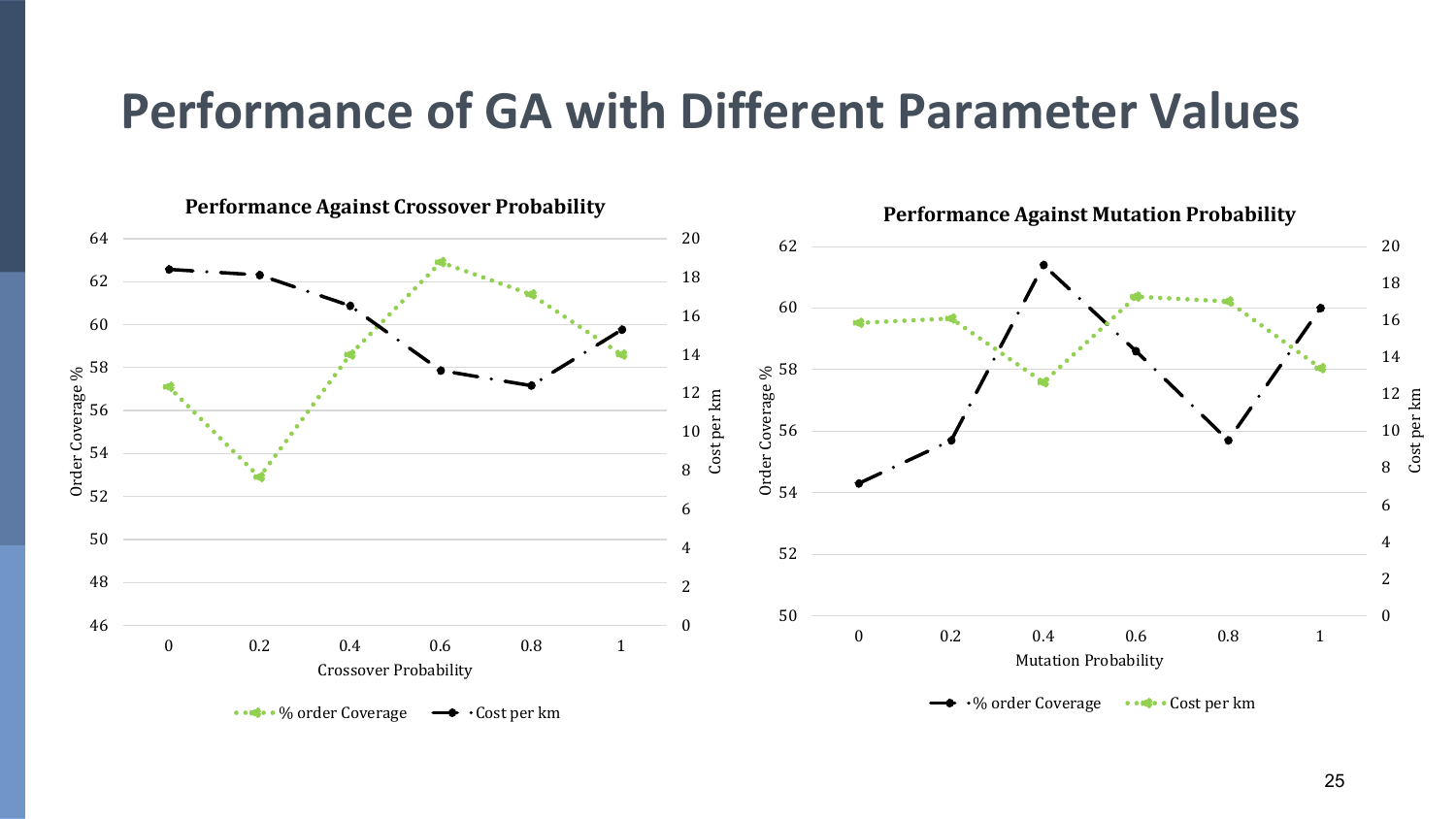# Performance of GA with Different Parameter Values

**Performance Against Crossover Probability**

Order Coverage % (left axis: 46–64); Cost per km (right axis: 0–20)

Crossover Probability: 0, 0.2, 0.4, 0.6, 0.8, 1

Legend: % order Coverage, Cost per km

**Performance Against Mutation Probability**

Order Coverage % (left axis: 50–62); Cost per km (right axis: 0–20)

Mutation Probability: 0, 0.2, 0.4, 0.6, 0.8, 1

Legend: % order Coverage, Cost per km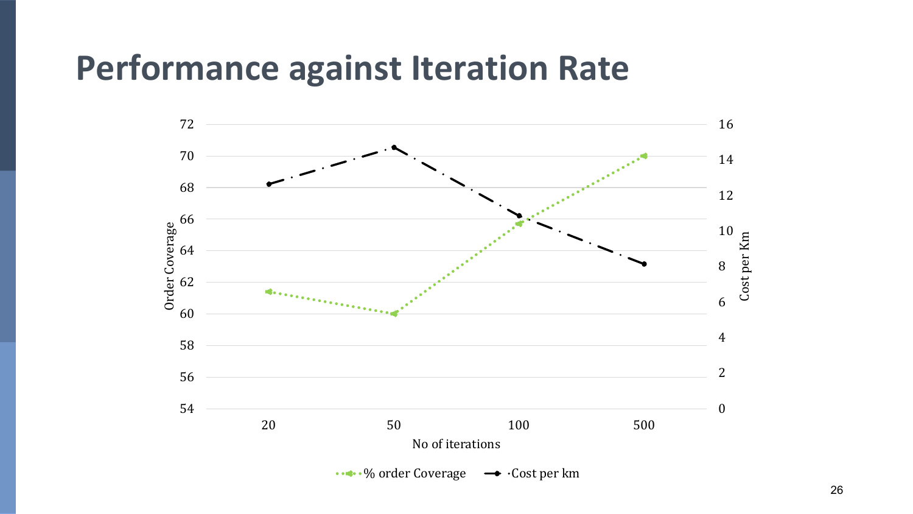# Performance against Iteration Rate

Order Coverage

72
70
68
66
64
62
60
58
56
54

Cost per Km

16
14
12
10
8
6
4
2
0

20 50 100 500

No of iterations

% order Coverage — Cost per km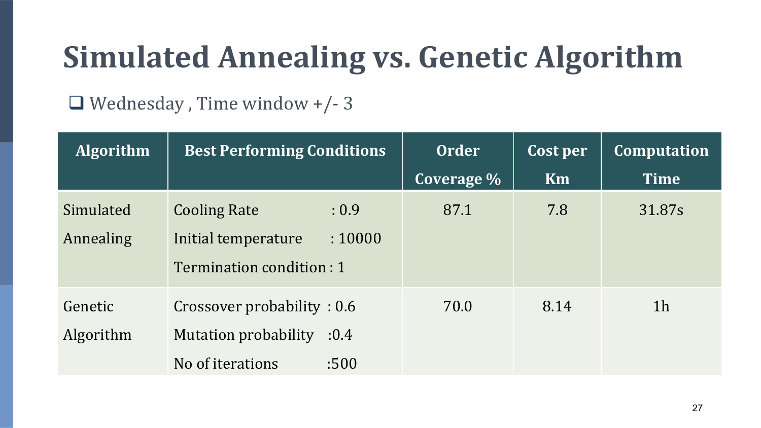# Simulated Annealing vs. Genetic Algorithm

- Wednesday , Time window +/- 3

| Algorithm | Best Performing Conditions | Order Coverage % | Cost per Km | Computation Time |
|---|---|---|---|---|
| Simulated Annealing | Cooling Rate : 0.9<br>Initial temperature : 10000<br>Termination condition : 1 | 87.1 | 7.8 | 31.87s |
| Genetic Algorithm | Crossover probability : 0.6<br>Mutation probability :0.4<br>No of iterations :500 | 70.0 | 8.14 | 1h |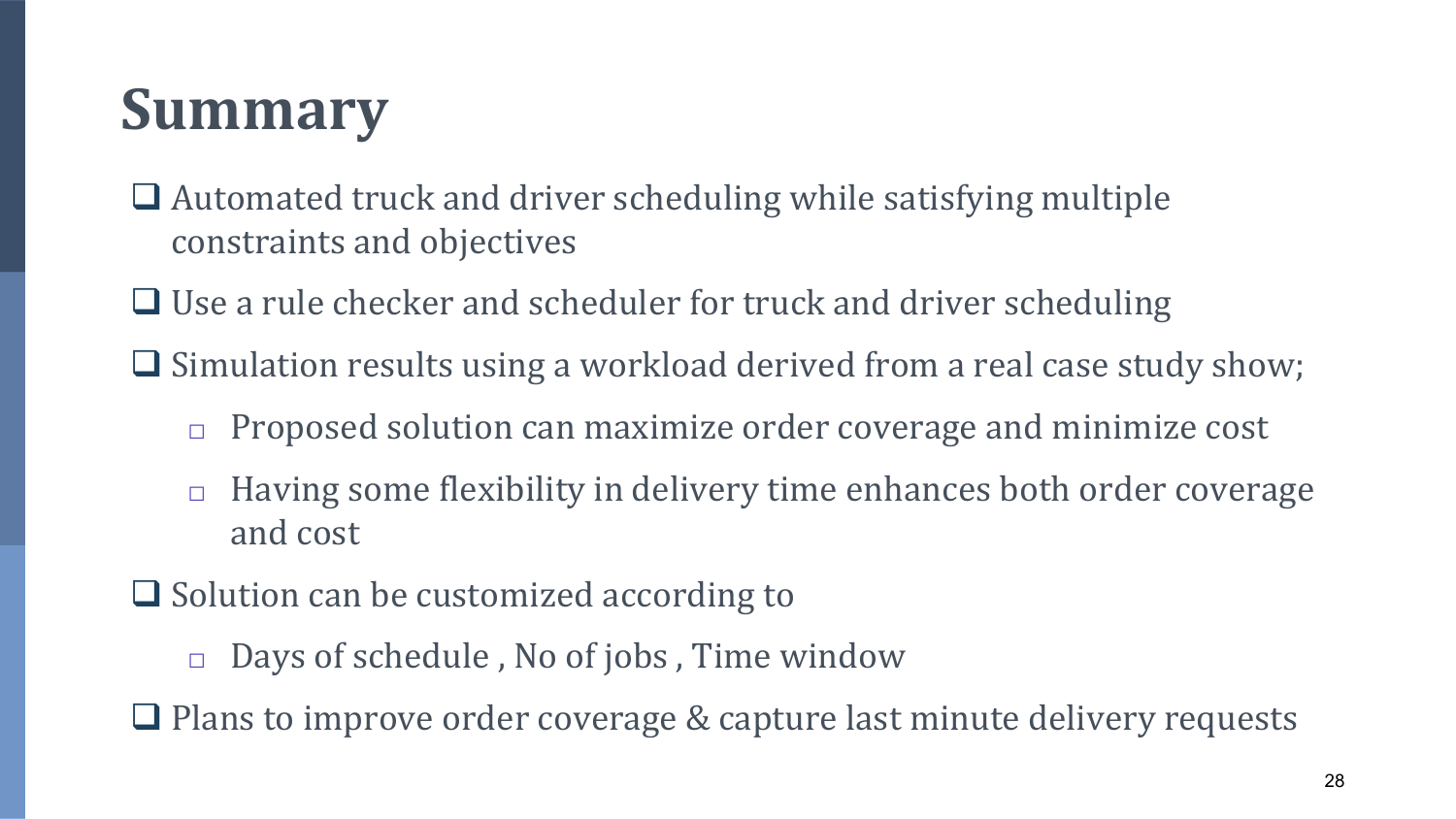# Summary

- Automated truck and driver scheduling while satisfying multiple constraints and objectives
- Use a rule checker and scheduler for truck and driver scheduling
- Simulation results using a workload derived from a real case study show;
  - Proposed solution can maximize order coverage and minimize cost
  - Having some flexibility in delivery time enhances both order coverage and cost
- Solution can be customized according to
  - Days of schedule , No of jobs , Time window
- Plans to improve order coverage & capture last minute delivery requests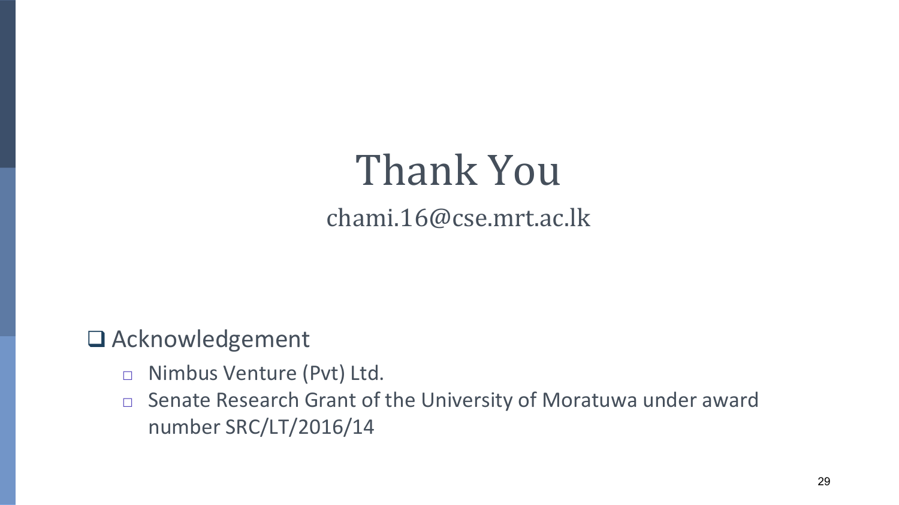# Thank You

chami.16@cse.mrt.ac.lk

- Acknowledgement
  - Nimbus Venture (Pvt) Ltd.
  - Senate Research Grant of the University of Moratuwa under award number SRC/LT/2016/14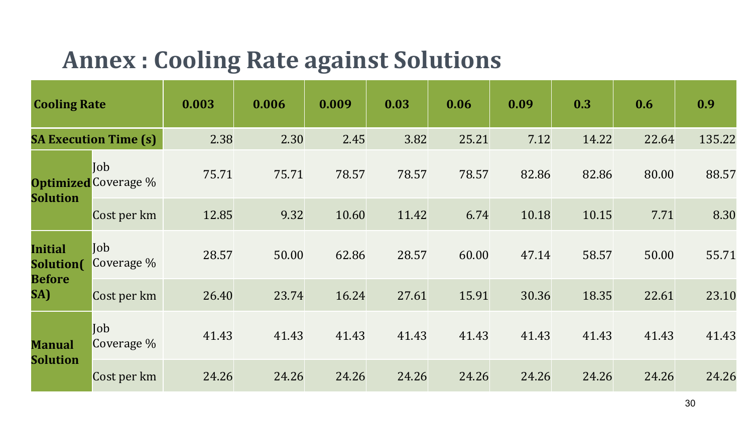# Annex : Cooling Rate against Solutions

| Cooling Rate | | 0.003 | 0.006 | 0.009 | 0.03 | 0.06 | 0.09 | 0.3 | 0.6 | 0.9 |
|---|---|---|---|---|---|---|---|---|---|---|
| **SA Execution Time (s)** | | 2.38 | 2.30 | 2.45 | 3.82 | 25.21 | 7.12 | 14.22 | 22.64 | 135.22 |
| **Optimized Solution** | Job Coverage % | 75.71 | 75.71 | 78.57 | 78.57 | 78.57 | 82.86 | 82.86 | 80.00 | 88.57 |
| | Cost per km | 12.85 | 9.32 | 10.60 | 11.42 | 6.74 | 10.18 | 10.15 | 7.71 | 8.30 |
| **Initial Solution( Before SA)** | Job Coverage % | 28.57 | 50.00 | 62.86 | 28.57 | 60.00 | 47.14 | 58.57 | 50.00 | 55.71 |
| | Cost per km | 26.40 | 23.74 | 16.24 | 27.61 | 15.91 | 30.36 | 18.35 | 22.61 | 23.10 |
| **Manual Solution** | Job Coverage % | 41.43 | 41.43 | 41.43 | 41.43 | 41.43 | 41.43 | 41.43 | 41.43 | 41.43 |
| | Cost per km | 24.26 | 24.26 | 24.26 | 24.26 | 24.26 | 24.26 | 24.26 | 24.26 | 24.26 |